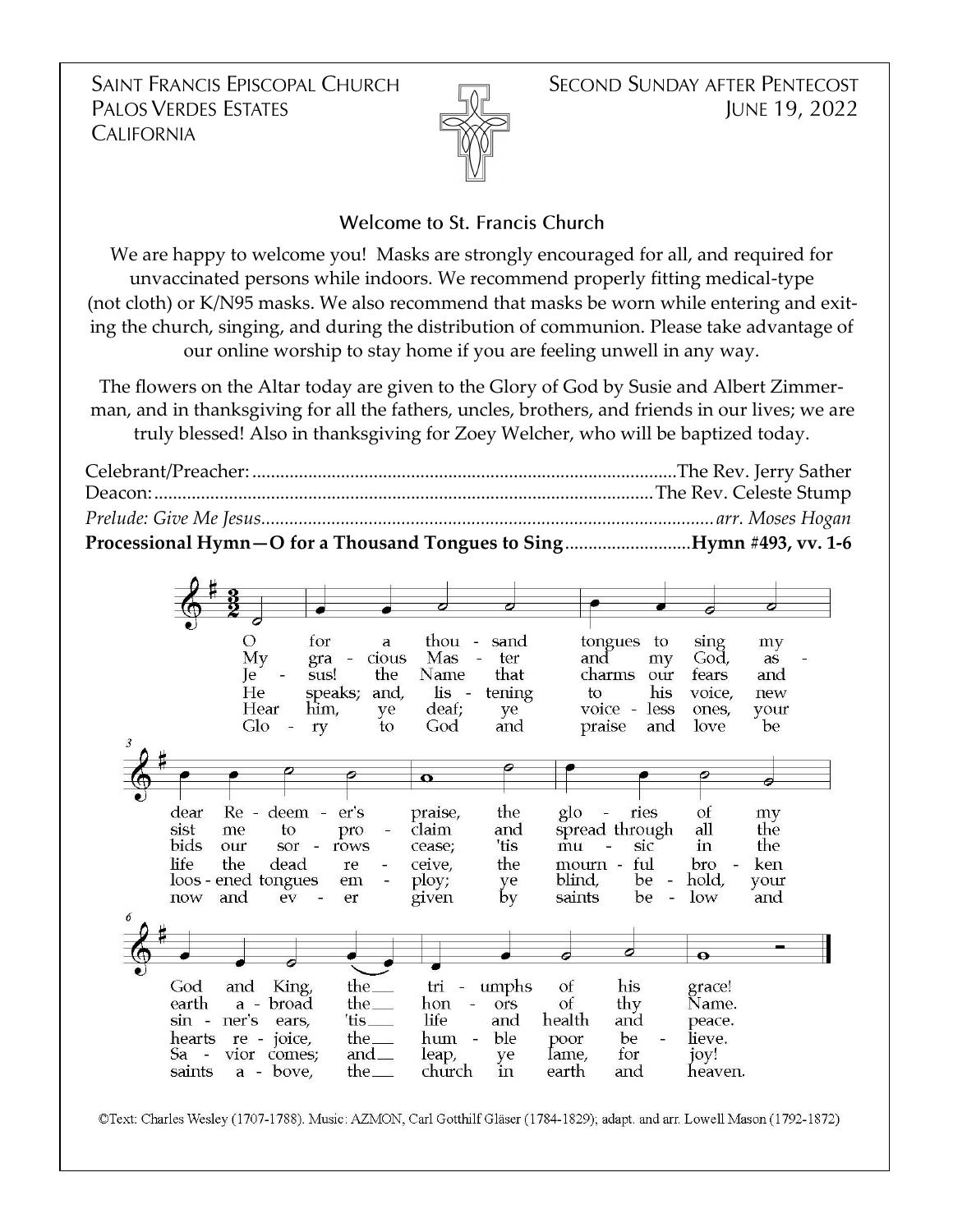Saint Francis Episcopal Church
Palos Verdes Estates
California

Second Sunday after Pentecost
June 19, 2022

## Welcome to St. Francis Church

We are happy to welcome you! Masks are strongly encouraged for all, and required for unvaccinated persons while indoors. We recommend properly fitting medical-type (not cloth) or K/N95 masks. We also recommend that masks be worn while entering and exiting the church, singing, and during the distribution of communion. Please take advantage of our online worship to stay home if you are feeling unwell in any way.

The flowers on the Altar today are given to the Glory of God by Susie and Albert Zimmerman, and in thanksgiving for all the fathers, uncles, brothers, and friends in our lives; we are truly blessed! Also in thanksgiving for Zoey Welcher, who will be baptized today.

Celebrant/Preacher: ........................................ The Rev. Jerry Sather
Deacon: ........................................ The Rev. Celeste Stump
*Prelude: Give Me Jesus........................................ arr. Moses Hogan*
**Processional Hymn—O for a Thousand Tongues to Sing........................ Hymn #493, vv. 1-6**

O for a thousand tongues to sing my dear Redeemer's praise, the glories of my God and King, the triumphs of his grace!

My gracious Master and my God, assist me to proclaim and spread through all the earth abroad the honors of thy Name.

Jesus! the Name that charms our fears and bids our sorrows cease; 'tis music in the sinner's ears, 'tis life and health and peace.

He speaks; and, listening to his voice, new life the dead receive, the mournful broken hearts rejoice, the humble poor believe.

Hear him, ye deaf; ye voiceless ones, your loosened tongues employ; ye blind, behold, your Savior comes; and leap, ye lame, for joy!

Glory to God and praise and love be now and ever given by saints below and saints above, the church in earth and heaven.

©Text: Charles Wesley (1707-1788). Music: AZMON, Carl Gotthilf Gläser (1784-1829); adapt. and arr. Lowell Mason (1792-1872)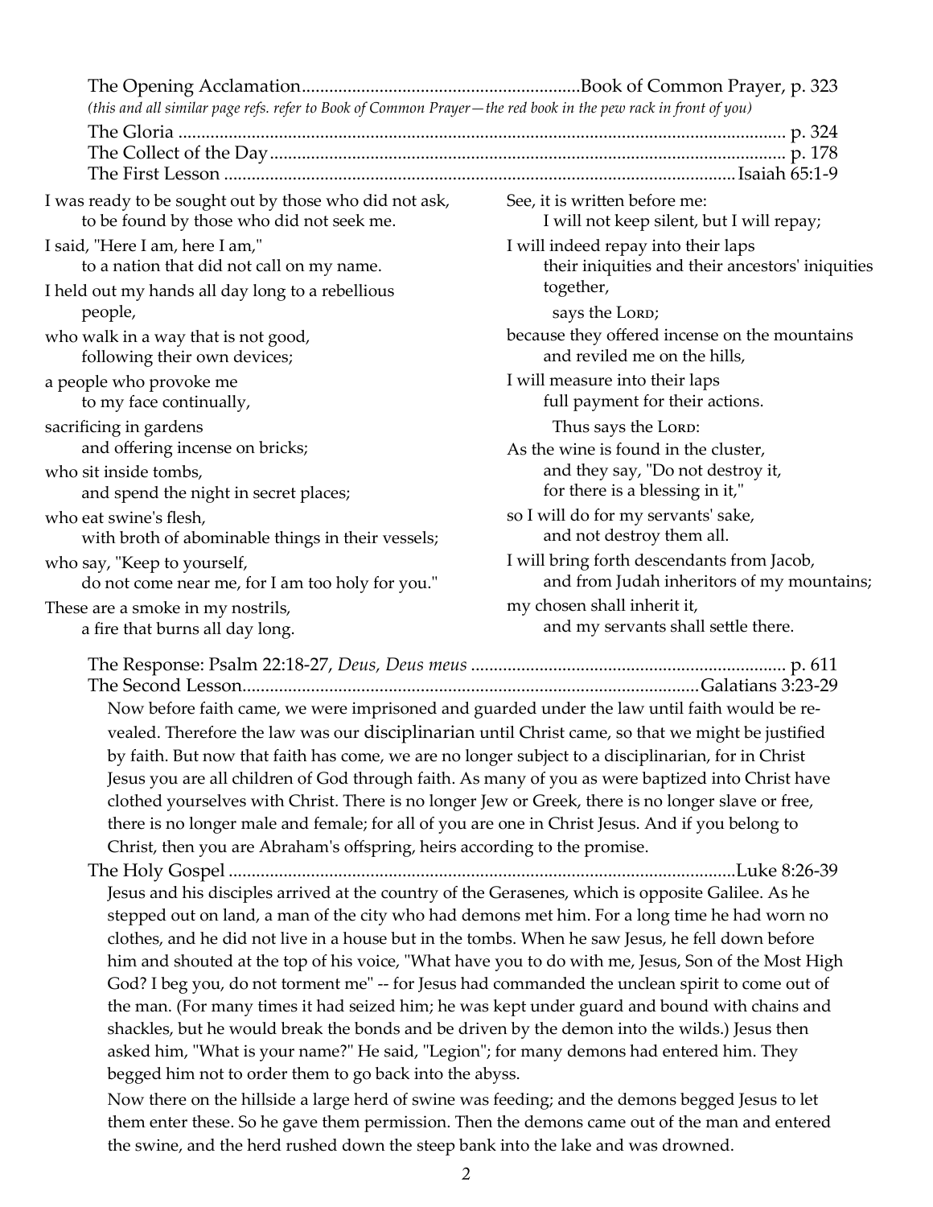The Opening Acclamation............................................................Book of Common Prayer, p. 323

*(this and all similar page refs. refer to Book of Common Prayer—the red book in the pew rack in front of you)*

The Gloria ................................................................................................................................ p. 324

The Collect of the Day.............................................................................................................. p. 178

The First Lesson .............................................................................................................Isaiah 65:1-9

I was ready to be sought out by those who did not ask,
to be found by those who did not seek me.

I said, "Here I am, here I am,"
to a nation that did not call on my name.

I held out my hands all day long to a rebellious people,

who walk in a way that is not good,
following their own devices;

a people who provoke me
to my face continually,

sacrificing in gardens
and offering incense on bricks;

who sit inside tombs,
and spend the night in secret places;

who eat swine's flesh,
with broth of abominable things in their vessels;

who say, "Keep to yourself,
do not come near me, for I am too holy for you."

These are a smoke in my nostrils,
a fire that burns all day long.

See, it is written before me:
I will not keep silent, but I will repay;

I will indeed repay into their laps
their iniquities and their ancestors' iniquities together,
says the Lord;

because they offered incense on the mountains
and reviled me on the hills,

I will measure into their laps
full payment for their actions.

Thus says the Lord:

As the wine is found in the cluster,
and they say, "Do not destroy it,
for there is a blessing in it,"

so I will do for my servants' sake,
and not destroy them all.

I will bring forth descendants from Jacob,
and from Judah inheritors of my mountains;

my chosen shall inherit it,
and my servants shall settle there.

The Response: Psalm 22:18-27, *Deus, Deus meus* .................................................................... p. 611

The Second Lesson..................................................................................................Galatians 3:23-29

Now before faith came, we were imprisoned and guarded under the law until faith would be revealed. Therefore the law was our disciplinarian until Christ came, so that we might be justified by faith. But now that faith has come, we are no longer subject to a disciplinarian, for in Christ Jesus you are all children of God through faith. As many of you as were baptized into Christ have clothed yourselves with Christ. There is no longer Jew or Greek, there is no longer slave or free, there is no longer male and female; for all of you are one in Christ Jesus. And if you belong to Christ, then you are Abraham's offspring, heirs according to the promise.

The Holy Gospel .........................................................................................................Luke 8:26-39

Jesus and his disciples arrived at the country of the Gerasenes, which is opposite Galilee. As he stepped out on land, a man of the city who had demons met him. For a long time he had worn no clothes, and he did not live in a house but in the tombs. When he saw Jesus, he fell down before him and shouted at the top of his voice, "What have you to do with me, Jesus, Son of the Most High God? I beg you, do not torment me" -- for Jesus had commanded the unclean spirit to come out of the man. (For many times it had seized him; he was kept under guard and bound with chains and shackles, but he would break the bonds and be driven by the demon into the wilds.) Jesus then asked him, "What is your name?" He said, "Legion"; for many demons had entered him. They begged him not to order them to go back into the abyss.

Now there on the hillside a large herd of swine was feeding; and the demons begged Jesus to let them enter these. So he gave them permission. Then the demons came out of the man and entered the swine, and the herd rushed down the steep bank into the lake and was drowned.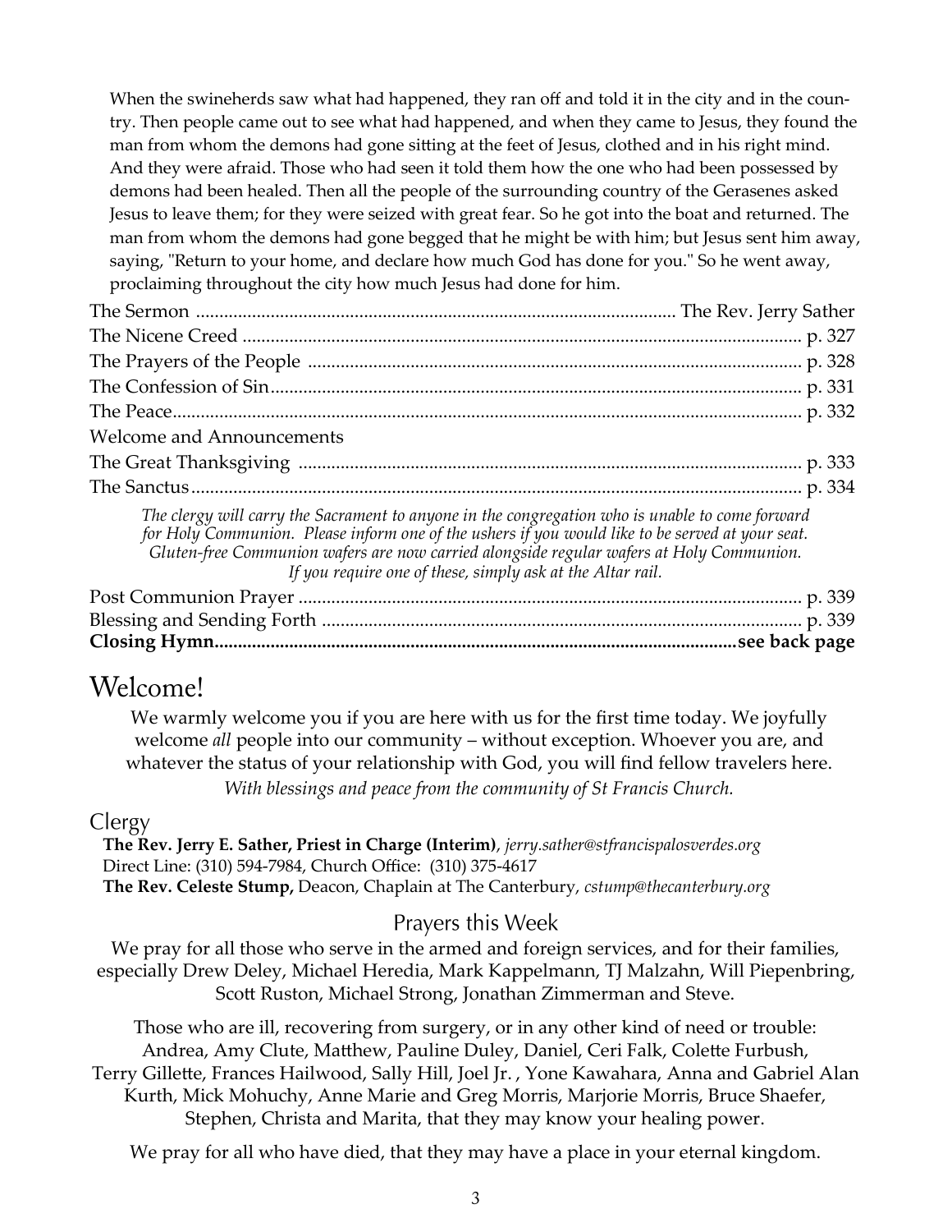When the swineherds saw what had happened, they ran off and told it in the city and in the country. Then people came out to see what had happened, and when they came to Jesus, they found the man from whom the demons had gone sitting at the feet of Jesus, clothed and in his right mind. And they were afraid. Those who had seen it told them how the one who had been possessed by demons had been healed. Then all the people of the surrounding country of the Gerasenes asked Jesus to leave them; for they were seized with great fear. So he got into the boat and returned. The man from whom the demons had gone begged that he might be with him; but Jesus sent him away, saying, "Return to your home, and declare how much God has done for you." So he went away, proclaiming throughout the city how much Jesus had done for him.

The Sermon ........................................................ The Rev. Jerry Sather
The Nicene Creed ........................................................ p. 327
The Prayers of the People ........................................................ p. 328
The Confession of Sin........................................................ p. 331
The Peace........................................................ p. 332
Welcome and Announcements
The Great Thanksgiving ........................................................ p. 333
The Sanctus........................................................ p. 334

*The clergy will carry the Sacrament to anyone in the congregation who is unable to come forward for Holy Communion. Please inform one of the ushers if you would like to be served at your seat. Gluten-free Communion wafers are now carried alongside regular wafers at Holy Communion. If you require one of these, simply ask at the Altar rail.*

Post Communion Prayer ........................................................ p. 339
Blessing and Sending Forth ........................................................ p. 339
**Closing Hymn........................................................see back page**

# Welcome!

We warmly welcome you if you are here with us for the first time today. We joyfully welcome *all* people into our community – without exception. Whoever you are, and whatever the status of your relationship with God, you will find fellow travelers here.

*With blessings and peace from the community of St Francis Church.*

## Clergy

**The Rev. Jerry E. Sather, Priest in Charge (Interim)**, *jerry.sather@stfrancispalosverdes.org*
Direct Line: (310) 594-7984, Church Office: (310) 375-4617
**The Rev. Celeste Stump,** Deacon, Chaplain at The Canterbury, *cstump@thecanterbury.org*

## Prayers this Week

We pray for all those who serve in the armed and foreign services, and for their families, especially Drew Deley, Michael Heredia, Mark Kappelmann, TJ Malzahn, Will Piepenbring, Scott Ruston, Michael Strong, Jonathan Zimmerman and Steve.

Those who are ill, recovering from surgery, or in any other kind of need or trouble: Andrea, Amy Clute, Matthew, Pauline Duley, Daniel, Ceri Falk, Colette Furbush, Terry Gillette, Frances Hailwood, Sally Hill, Joel Jr. , Yone Kawahara, Anna and Gabriel Alan Kurth, Mick Mohuchy, Anne Marie and Greg Morris, Marjorie Morris, Bruce Shaefer, Stephen, Christa and Marita, that they may know your healing power.

We pray for all who have died, that they may have a place in your eternal kingdom.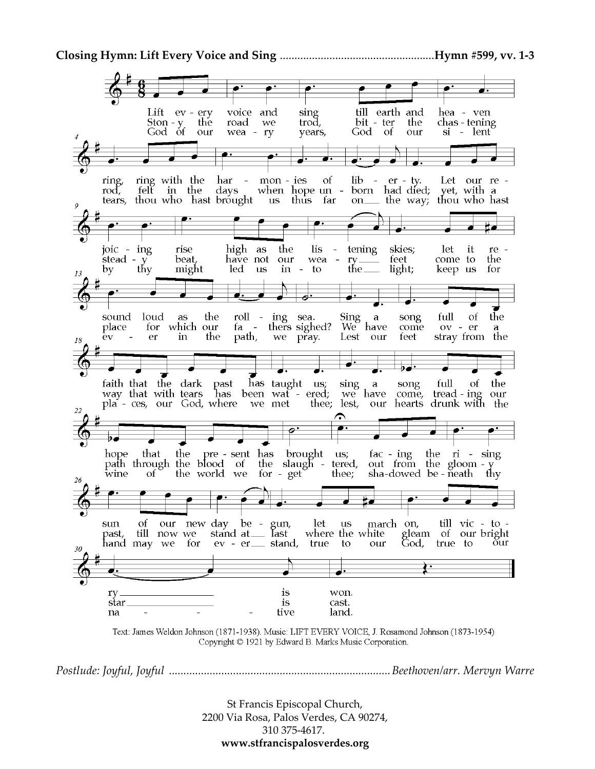**Closing Hymn: Lift Every Voice and Sing** ..................................................... **Hymn #599, vv. 1-3**

Text: James Weldon Johnson (1871-1938). Music: LIFT EVERY VOICE, J. Rosamond Johnson (1873-1954)
Copyright © 1921 by Edward B. Marks Music Corporation.

*Postlude: Joyful, Joyful* .......................................................................... *Beethoven/arr. Mervyn Warre*

St Francis Episcopal Church,
2200 Via Rosa, Palos Verdes, CA 90274,
310 375-4617.
**www.stfrancispalosverdes.org**